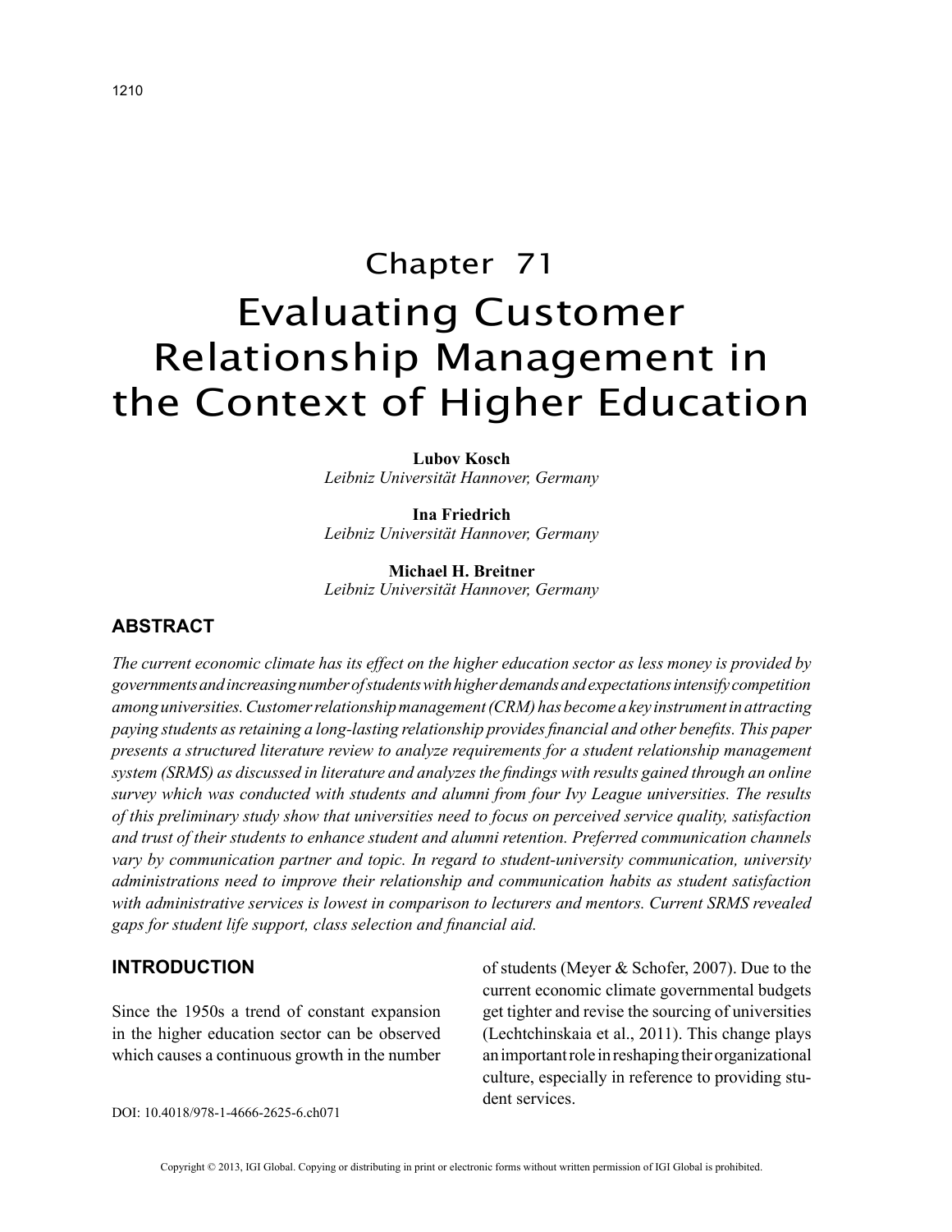# Chapter 71

# Evaluating Customer Relationship Management in the Context of Higher Education

**Lubov Kosch**
*Leibniz Universität Hannover, Germany*

**Ina Friedrich**
*Leibniz Universität Hannover, Germany*

**Michael H. Breitner**
*Leibniz Universität Hannover, Germany*

## ABSTRACT

*The current economic climate has its effect on the higher education sector as less money is provided by governments and increasing number of students with higher demands and expectations intensify competition among universities. Customer relationship management (CRM) has become a key instrument in attracting paying students as retaining a long-lasting relationship provides financial and other benefits. This paper presents a structured literature review to analyze requirements for a student relationship management system (SRMS) as discussed in literature and analyzes the findings with results gained through an online survey which was conducted with students and alumni from four Ivy League universities. The results of this preliminary study show that universities need to focus on perceived service quality, satisfaction and trust of their students to enhance student and alumni retention. Preferred communication channels vary by communication partner and topic. In regard to student-university communication, university administrations need to improve their relationship and communication habits as student satisfaction with administrative services is lowest in comparison to lecturers and mentors. Current SRMS revealed gaps for student life support, class selection and financial aid.*

## INTRODUCTION

Since the 1950s a trend of constant expansion in the higher education sector can be observed which causes a continuous growth in the number of students (Meyer & Schofer, 2007). Due to the current economic climate governmental budgets get tighter and revise the sourcing of universities (Lechtchinskaia et al., 2011). This change plays an important role in reshaping their organizational culture, especially in reference to providing student services.

DOI: 10.4018/978-1-4666-2625-6.ch071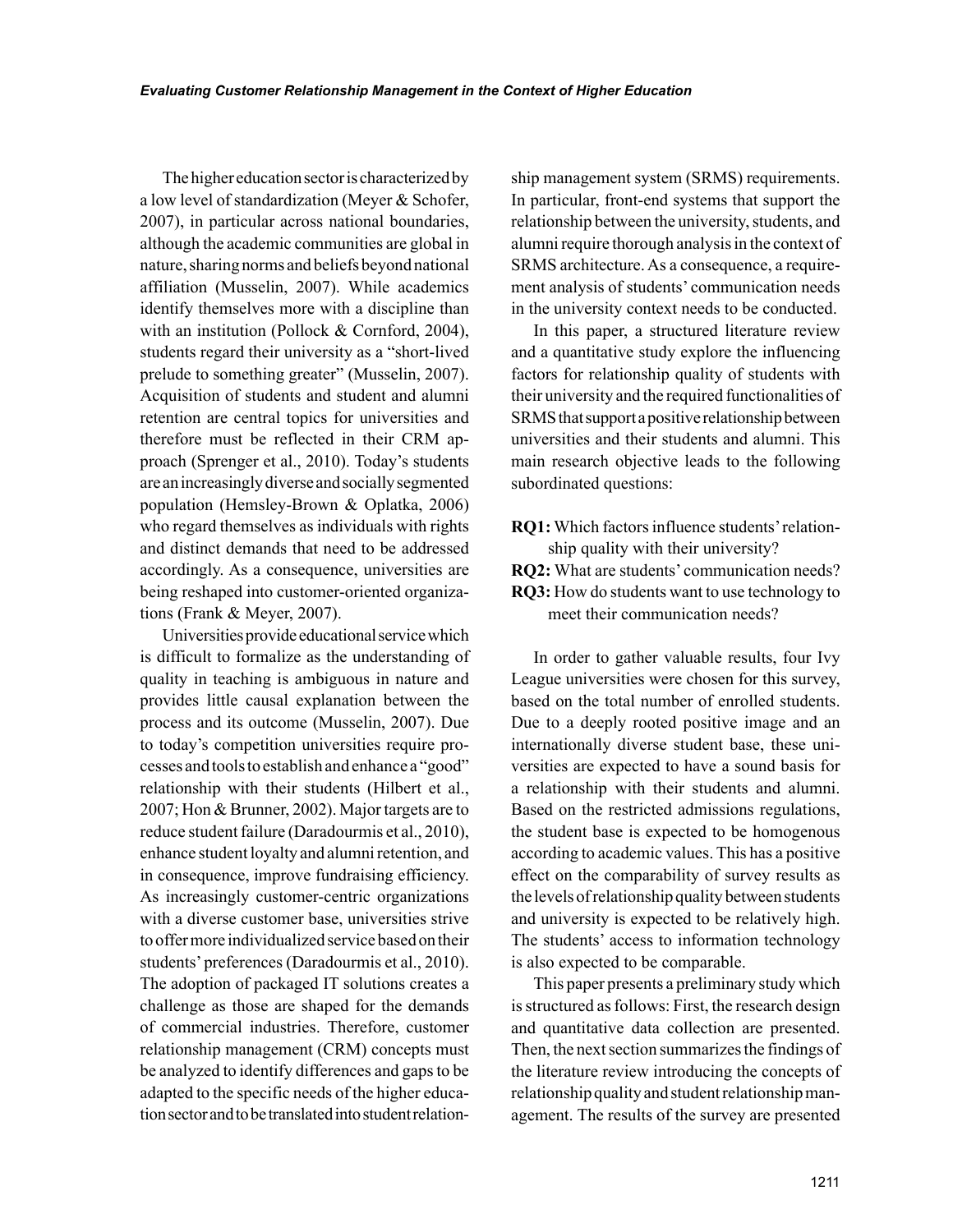The higher education sector is characterized by a low level of standardization (Meyer & Schofer, 2007), in particular across national boundaries, although the academic communities are global in nature, sharing norms and beliefs beyond national affiliation (Musselin, 2007). While academics identify themselves more with a discipline than with an institution (Pollock & Cornford, 2004), students regard their university as a "short-lived prelude to something greater" (Musselin, 2007). Acquisition of students and student and alumni retention are central topics for universities and therefore must be reflected in their CRM approach (Sprenger et al., 2010). Today's students are an increasingly diverse and socially segmented population (Hemsley-Brown & Oplatka, 2006) who regard themselves as individuals with rights and distinct demands that need to be addressed accordingly. As a consequence, universities are being reshaped into customer-oriented organizations (Frank & Meyer, 2007).

Universities provide educational service which is difficult to formalize as the understanding of quality in teaching is ambiguous in nature and provides little causal explanation between the process and its outcome (Musselin, 2007). Due to today's competition universities require processes and tools to establish and enhance a "good" relationship with their students (Hilbert et al., 2007; Hon & Brunner, 2002). Major targets are to reduce student failure (Daradourmis et al., 2010), enhance student loyalty and alumni retention, and in consequence, improve fundraising efficiency. As increasingly customer-centric organizations with a diverse customer base, universities strive to offer more individualized service based on their students' preferences (Daradourmis et al., 2010). The adoption of packaged IT solutions creates a challenge as those are shaped for the demands of commercial industries. Therefore, customer relationship management (CRM) concepts must be analyzed to identify differences and gaps to be adapted to the specific needs of the higher education sector and to be translated into student relationship management system (SRMS) requirements. In particular, front-end systems that support the relationship between the university, students, and alumni require thorough analysis in the context of SRMS architecture. As a consequence, a requirement analysis of students' communication needs in the university context needs to be conducted.

In this paper, a structured literature review and a quantitative study explore the influencing factors for relationship quality of students with their university and the required functionalities of SRMS that support a positive relationship between universities and their students and alumni. This main research objective leads to the following subordinated questions:

- **RQ1:** Which factors influence students' relationship quality with their university?
- **RQ2:** What are students' communication needs?
- **RQ3:** How do students want to use technology to meet their communication needs?

In order to gather valuable results, four Ivy League universities were chosen for this survey, based on the total number of enrolled students. Due to a deeply rooted positive image and an internationally diverse student base, these universities are expected to have a sound basis for a relationship with their students and alumni. Based on the restricted admissions regulations, the student base is expected to be homogenous according to academic values. This has a positive effect on the comparability of survey results as the levels of relationship quality between students and university is expected to be relatively high. The students' access to information technology is also expected to be comparable.

This paper presents a preliminary study which is structured as follows: First, the research design and quantitative data collection are presented. Then, the next section summarizes the findings of the literature review introducing the concepts of relationship quality and student relationship management. The results of the survey are presented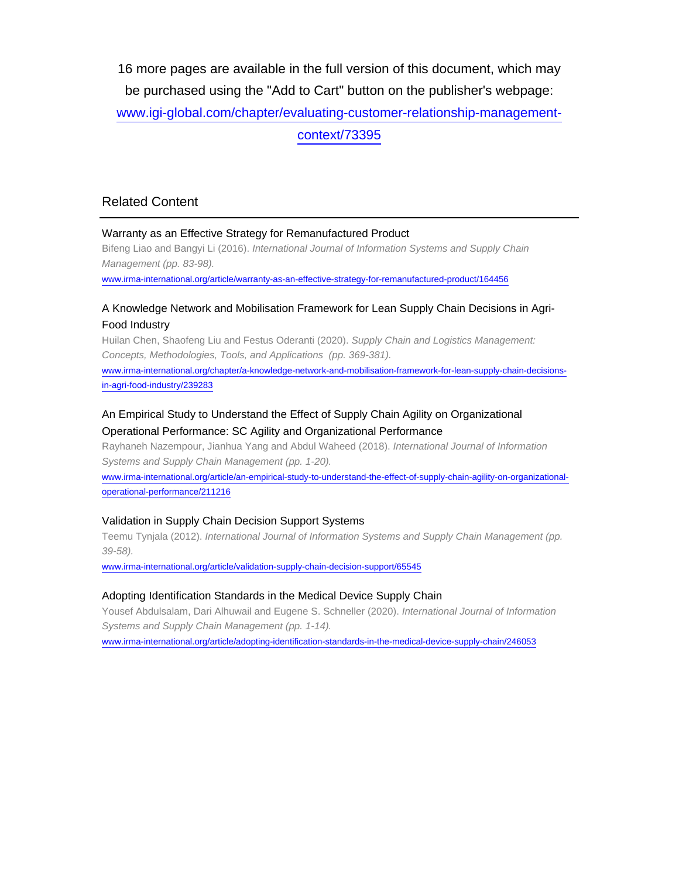16 more pages are available in the full version of this document, which may be purchased using the "Add to Cart" button on the publisher's webpage: [www.igi-global.com/chapter/evaluating-customer-relationship-management-context/73395](www.igi-global.com/chapter/evaluating-customer-relationship-management-context/73395)

## Related Content

**Warranty as an Effective Strategy for Remanufactured Product**
Bifeng Liao and Bangyi Li (2016). *International Journal of Information Systems and Supply Chain Management (pp. 83-98).*
[www.irma-international.org/article/warranty-as-an-effective-strategy-for-remanufactured-product/164456](www.irma-international.org/article/warranty-as-an-effective-strategy-for-remanufactured-product/164456)

**A Knowledge Network and Mobilisation Framework for Lean Supply Chain Decisions in Agri-Food Industry**
Huilan Chen, Shaofeng Liu and Festus Oderanti (2020). *Supply Chain and Logistics Management: Concepts, Methodologies, Tools, and Applications (pp. 369-381).*
[www.irma-international.org/chapter/a-knowledge-network-and-mobilisation-framework-for-lean-supply-chain-decisions-in-agri-food-industry/239283](www.irma-international.org/chapter/a-knowledge-network-and-mobilisation-framework-for-lean-supply-chain-decisions-in-agri-food-industry/239283)

**An Empirical Study to Understand the Effect of Supply Chain Agility on Organizational Operational Performance: SC Agility and Organizational Performance**
Rayhaneh Nazempour, Jianhua Yang and Abdul Waheed (2018). *International Journal of Information Systems and Supply Chain Management (pp. 1-20).*
[www.irma-international.org/article/an-empirical-study-to-understand-the-effect-of-supply-chain-agility-on-organizational-operational-performance/211216](www.irma-international.org/article/an-empirical-study-to-understand-the-effect-of-supply-chain-agility-on-organizational-operational-performance/211216)

**Validation in Supply Chain Decision Support Systems**
Teemu Tynjala (2012). *International Journal of Information Systems and Supply Chain Management (pp. 39-58).*
[www.irma-international.org/article/validation-supply-chain-decision-support/65545](www.irma-international.org/article/validation-supply-chain-decision-support/65545)

**Adopting Identification Standards in the Medical Device Supply Chain**
Yousef Abdulsalam, Dari Alhuwail and Eugene S. Schneller (2020). *International Journal of Information Systems and Supply Chain Management (pp. 1-14).*
[www.irma-international.org/article/adopting-identification-standards-in-the-medical-device-supply-chain/246053](www.irma-international.org/article/adopting-identification-standards-in-the-medical-device-supply-chain/246053)